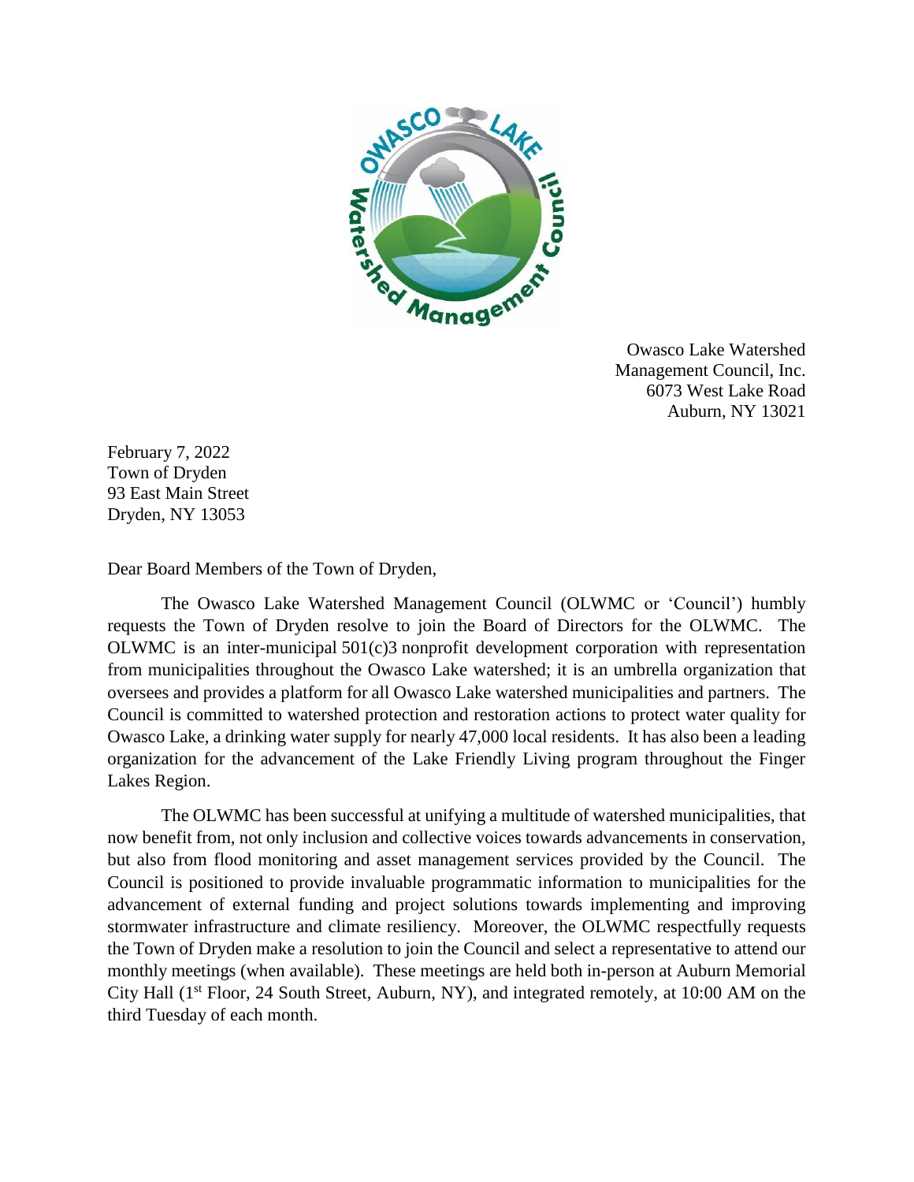Owasco Lake Watershed Management Council, Inc.
6073 West Lake Road
Auburn, NY 13021

February 7, 2022
Town of Dryden
93 East Main Street
Dryden, NY 13053

Dear Board Members of the Town of Dryden,

The Owasco Lake Watershed Management Council (OLWMC or 'Council') humbly requests the Town of Dryden resolve to join the Board of Directors for the OLWMC. The OLWMC is an inter-municipal 501(c)3 nonprofit development corporation with representation from municipalities throughout the Owasco Lake watershed; it is an umbrella organization that oversees and provides a platform for all Owasco Lake watershed municipalities and partners. The Council is committed to watershed protection and restoration actions to protect water quality for Owasco Lake, a drinking water supply for nearly 47,000 local residents. It has also been a leading organization for the advancement of the Lake Friendly Living program throughout the Finger Lakes Region.

The OLWMC has been successful at unifying a multitude of watershed municipalities, that now benefit from, not only inclusion and collective voices towards advancements in conservation, but also from flood monitoring and asset management services provided by the Council. The Council is positioned to provide invaluable programmatic information to municipalities for the advancement of external funding and project solutions towards implementing and improving stormwater infrastructure and climate resiliency. Moreover, the OLWMC respectfully requests the Town of Dryden make a resolution to join the Council and select a representative to attend our monthly meetings (when available). These meetings are held both in-person at Auburn Memorial City Hall (1st Floor, 24 South Street, Auburn, NY), and integrated remotely, at 10:00 AM on the third Tuesday of each month.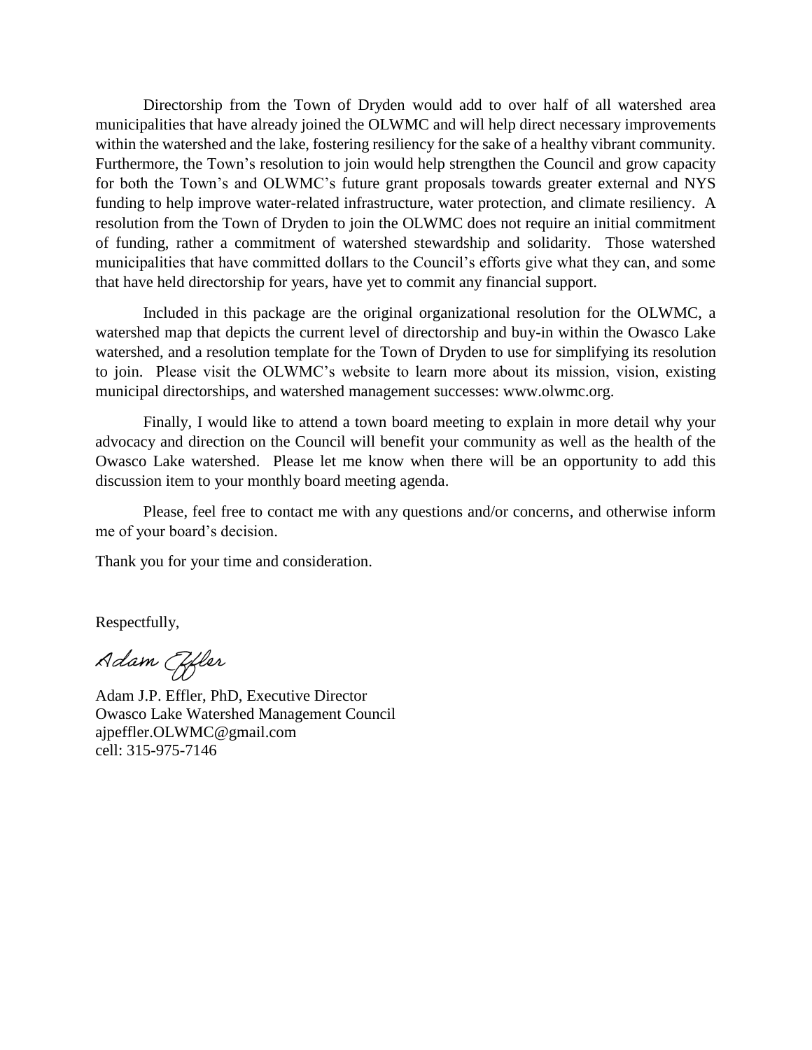Directorship from the Town of Dryden would add to over half of all watershed area municipalities that have already joined the OLWMC and will help direct necessary improvements within the watershed and the lake, fostering resiliency for the sake of a healthy vibrant community. Furthermore, the Town's resolution to join would help strengthen the Council and grow capacity for both the Town's and OLWMC's future grant proposals towards greater external and NYS funding to help improve water-related infrastructure, water protection, and climate resiliency. A resolution from the Town of Dryden to join the OLWMC does not require an initial commitment of funding, rather a commitment of watershed stewardship and solidarity. Those watershed municipalities that have committed dollars to the Council's efforts give what they can, and some that have held directorship for years, have yet to commit any financial support.

Included in this package are the original organizational resolution for the OLWMC, a watershed map that depicts the current level of directorship and buy-in within the Owasco Lake watershed, and a resolution template for the Town of Dryden to use for simplifying its resolution to join. Please visit the OLWMC's website to learn more about its mission, vision, existing municipal directorships, and watershed management successes: www.olwmc.org.

Finally, I would like to attend a town board meeting to explain in more detail why your advocacy and direction on the Council will benefit your community as well as the health of the Owasco Lake watershed. Please let me know when there will be an opportunity to add this discussion item to your monthly board meeting agenda.

Please, feel free to contact me with any questions and/or concerns, and otherwise inform me of your board's decision.

Thank you for your time and consideration.

Respectfully,

*Adam Effler*

Adam J.P. Effler, PhD, Executive Director
Owasco Lake Watershed Management Council
ajpeffler.OLWMC@gmail.com
cell: 315-975-7146